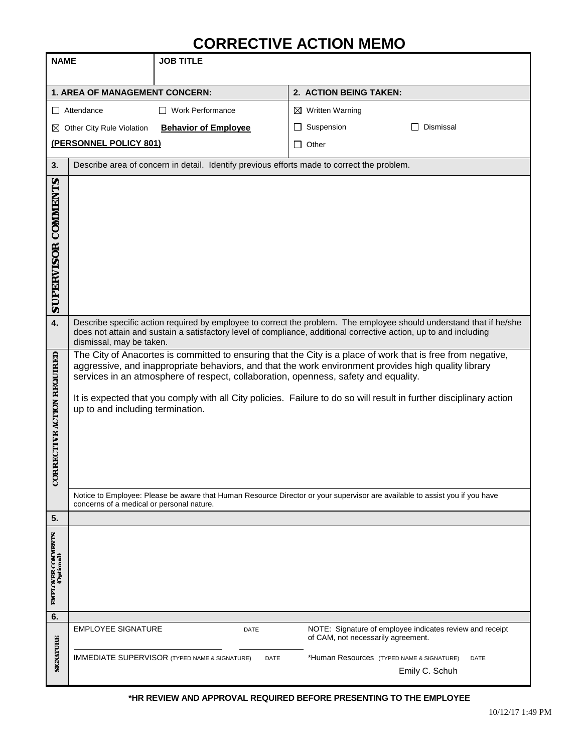# CORRECTIVE ACTION MEMO

| NAME | JOB TITLE |
|---|---|
| | |

| 1. AREA OF MANAGEMENT CONCERN: | 2. ACTION BEING TAKEN: |
|---|---|
| ☐ Attendance ☐ Work Performance | ☒ Written Warning |
| ☒ Other City Rule Violation **Behavior of Employee** | ☐ Suspension ☐ Dismissal |
| **(PERSONNEL POLICY 801)** | ☐ Other |

**3.** Describe area of concern in detail. Identify previous efforts made to correct the problem.

**SUPERVISOR COMMENTS**

**4.** Describe specific action required by employee to correct the problem. The employee should understand that if he/she does not attain and sustain a satisfactory level of compliance, additional corrective action, up to and including dismissal, may be taken.

**CORRECTIVE ACTION REQUIRED**

The City of Anacortes is committed to ensuring that the City is a place of work that is free from negative, aggressive, and inappropriate behaviors, and that the work environment provides high quality library services in an atmosphere of respect, collaboration, openness, safety and equality.

It is expected that you comply with all City policies. Failure to do so will result in further disciplinary action up to and including termination.

Notice to Employee: Please be aware that Human Resource Director or your supervisor are available to assist you if you have concerns of a medical or personal nature.

**5.**

**EMPLOYEE COMMENTS (Optional)**

**6.**

**SIGNATURE**

| EMPLOYEE SIGNATURE | DATE | NOTE: Signature of employee indicates review and receipt of CAM, not necessarily agreement. | |
|---|---|---|---|
| IMMEDIATE SUPERVISOR (TYPED NAME & SIGNATURE) | DATE | *Human Resources (TYPED NAME & SIGNATURE) Emily C. Schuh | DATE |

**\*HR REVIEW AND APPROVAL REQUIRED BEFORE PRESENTING TO THE EMPLOYEE**

10/12/17 1:49 PM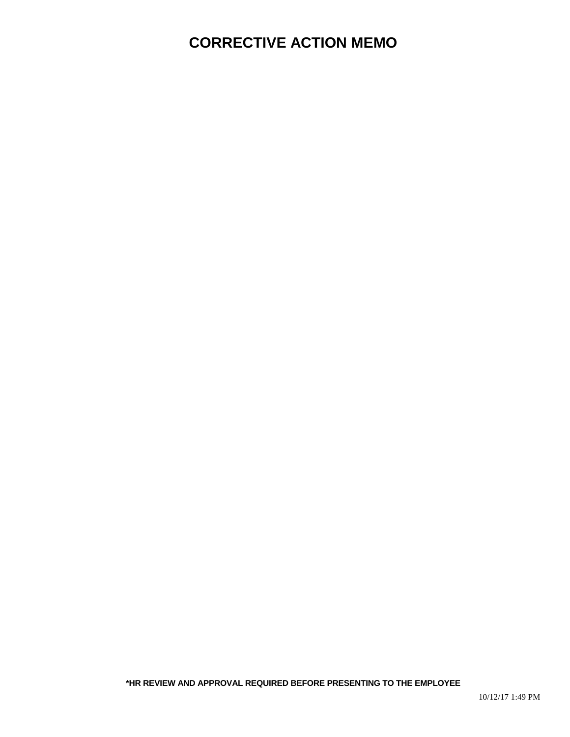# CORRECTIVE ACTION MEMO

**\*HR REVIEW AND APPROVAL REQUIRED BEFORE PRESENTING TO THE EMPLOYEE**

10/12/17 1:49 PM